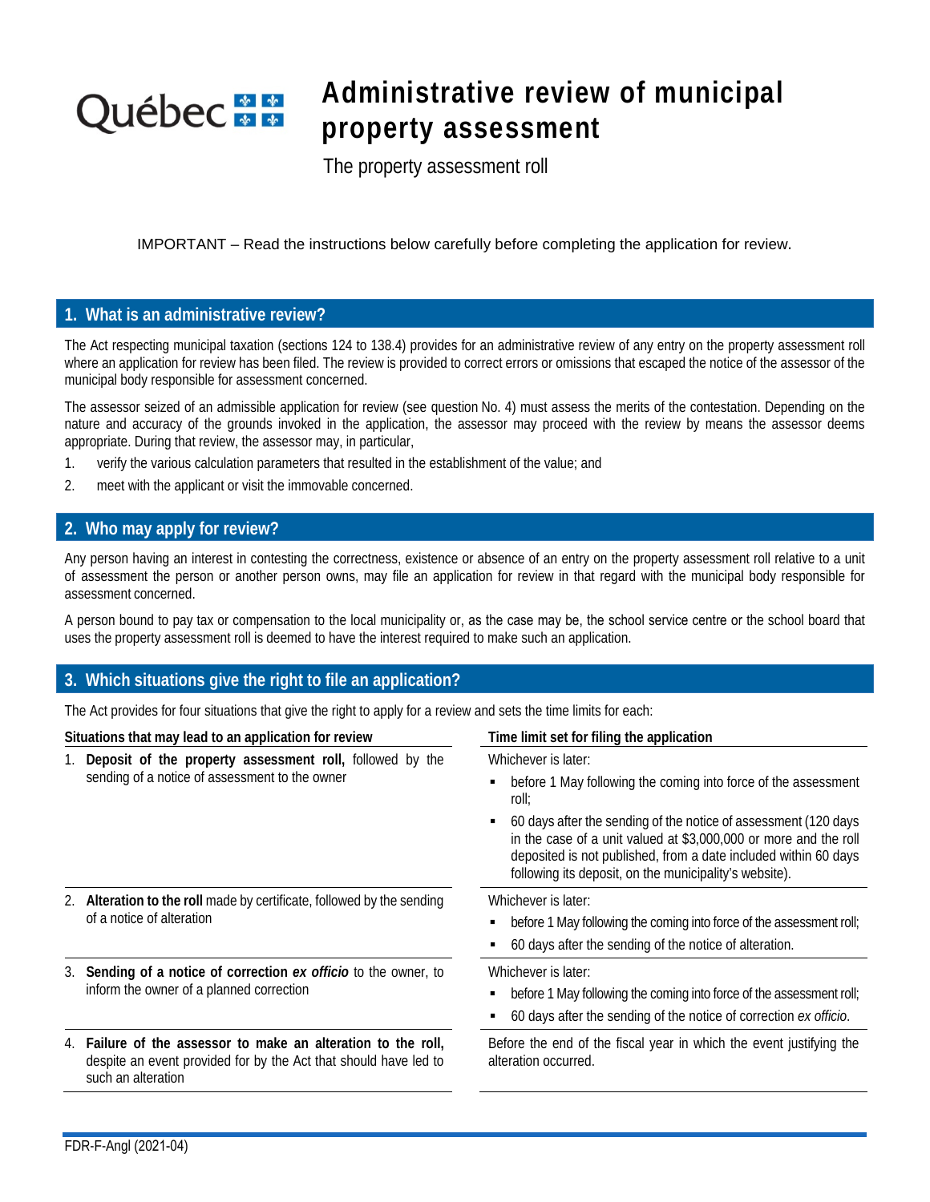# Administrative review of municipal property assessment

The property assessment roll

IMPORTANT – Read the instructions below carefully before completing the application for review.

## 1. What is an administrative review?

The Act respecting municipal taxation (sections 124 to 138.4) provides for an administrative review of any entry on the property assessment roll where an application for review has been filed. The review is provided to correct errors or omissions that escaped the notice of the assessor of the municipal body responsible for assessment concerned.

The assessor seized of an admissible application for review (see question No. 4) must assess the merits of the contestation. Depending on the nature and accuracy of the grounds invoked in the application, the assessor may proceed with the review by means the assessor deems appropriate. During that review, the assessor may, in particular,

1. verify the various calculation parameters that resulted in the establishment of the value; and
2. meet with the applicant or visit the immovable concerned.

## 2. Who may apply for review?

Any person having an interest in contesting the correctness, existence or absence of an entry on the property assessment roll relative to a unit of assessment the person or another person owns, may file an application for review in that regard with the municipal body responsible for assessment concerned.

A person bound to pay tax or compensation to the local municipality or, as the case may be, the school service centre or the school board that uses the property assessment roll is deemed to have the interest required to make such an application.

## 3. Which situations give the right to file an application?

The Act provides for four situations that give the right to apply for a review and sets the time limits for each:

| Situations that may lead to an application for review | Time limit set for filing the application |
|---|---|
| 1. **Deposit of the property assessment roll,** followed by the sending of a notice of assessment to the owner | Whichever is later:<br>▪ before 1 May following the coming into force of the assessment roll;<br>▪ 60 days after the sending of the notice of assessment (120 days in the case of a unit valued at $3,000,000 or more and the roll deposited is not published, from a date included within 60 days following its deposit, on the municipality's website). |
| 2. **Alteration to the roll** made by certificate, followed by the sending of a notice of alteration | Whichever is later:<br>▪ before 1 May following the coming into force of the assessment roll;<br>▪ 60 days after the sending of the notice of alteration. |
| 3. **Sending of a notice of correction *ex officio*** to the owner, to inform the owner of a planned correction | Whichever is later:<br>▪ before 1 May following the coming into force of the assessment roll;<br>▪ 60 days after the sending of the notice of correction *ex officio*. |
| 4. **Failure of the assessor to make an alteration to the roll,** despite an event provided for by the Act that should have led to such an alteration | Before the end of the fiscal year in which the event justifying the alteration occurred. |

FDR-F-Angl (2021-04)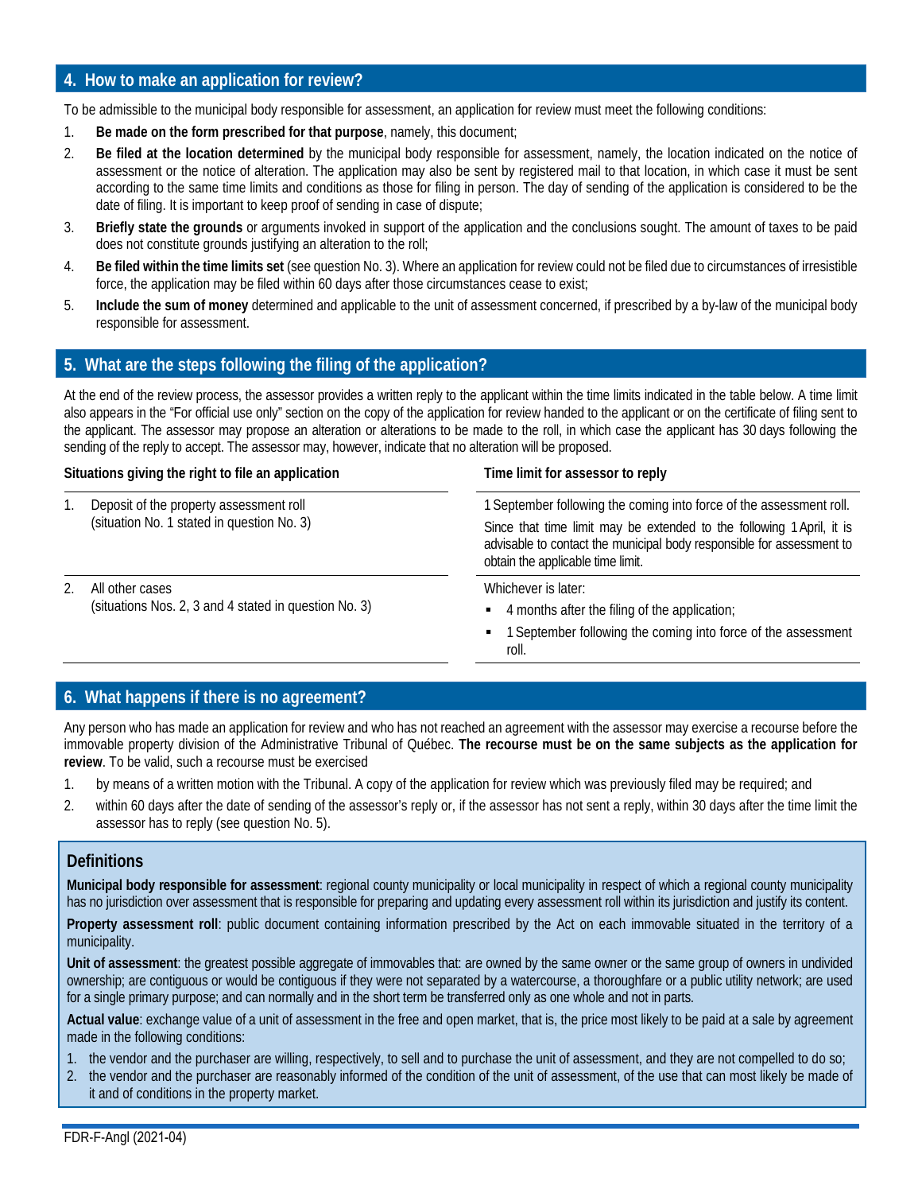## 4. How to make an application for review?

To be admissible to the municipal body responsible for assessment, an application for review must meet the following conditions:

1. **Be made on the form prescribed for that purpose**, namely, this document;
2. **Be filed at the location determined** by the municipal body responsible for assessment, namely, the location indicated on the notice of assessment or the notice of alteration. The application may also be sent by registered mail to that location, in which case it must be sent according to the same time limits and conditions as those for filing in person. The day of sending of the application is considered to be the date of filing. It is important to keep proof of sending in case of dispute;
3. **Briefly state the grounds** or arguments invoked in support of the application and the conclusions sought. The amount of taxes to be paid does not constitute grounds justifying an alteration to the roll;
4. **Be filed within the time limits set** (see question No. 3). Where an application for review could not be filed due to circumstances of irresistible force, the application may be filed within 60 days after those circumstances cease to exist;
5. **Include the sum of money** determined and applicable to the unit of assessment concerned, if prescribed by a by-law of the municipal body responsible for assessment.

## 5. What are the steps following the filing of the application?

At the end of the review process, the assessor provides a written reply to the applicant within the time limits indicated in the table below. A time limit also appears in the "For official use only" section on the copy of the application for review handed to the applicant or on the certificate of filing sent to the applicant. The assessor may propose an alteration or alterations to be made to the roll, in which case the applicant has 30 days following the sending of the reply to accept. The assessor may, however, indicate that no alteration will be proposed.

| Situations giving the right to file an application | Time limit for assessor to reply |
|---|---|
| 1. Deposit of the property assessment roll (situation No. 1 stated in question No. 3) | 1 September following the coming into force of the assessment roll. Since that time limit may be extended to the following 1 April, it is advisable to contact the municipal body responsible for assessment to obtain the applicable time limit. |
| 2. All other cases (situations Nos. 2, 3 and 4 stated in question No. 3) | Whichever is later: ▪ 4 months after the filing of the application; ▪ 1 September following the coming into force of the assessment roll. |

## 6. What happens if there is no agreement?

Any person who has made an application for review and who has not reached an agreement with the assessor may exercise a recourse before the immovable property division of the Administrative Tribunal of Québec. **The recourse must be on the same subjects as the application for review**. To be valid, such a recourse must be exercised

1. by means of a written motion with the Tribunal. A copy of the application for review which was previously filed may be required; and
2. within 60 days after the date of sending of the assessor's reply or, if the assessor has not sent a reply, within 30 days after the time limit the assessor has to reply (see question No. 5).

### Definitions

**Municipal body responsible for assessment**: regional county municipality or local municipality in respect of which a regional county municipality has no jurisdiction over assessment that is responsible for preparing and updating every assessment roll within its jurisdiction and justify its content.

**Property assessment roll**: public document containing information prescribed by the Act on each immovable situated in the territory of a municipality.

**Unit of assessment**: the greatest possible aggregate of immovables that: are owned by the same owner or the same group of owners in undivided ownership; are contiguous or would be contiguous if they were not separated by a watercourse, a thoroughfare or a public utility network; are used for a single primary purpose; and can normally and in the short term be transferred only as one whole and not in parts.

**Actual value**: exchange value of a unit of assessment in the free and open market, that is, the price most likely to be paid at a sale by agreement made in the following conditions:

1. the vendor and the purchaser are willing, respectively, to sell and to purchase the unit of assessment, and they are not compelled to do so;
2. the vendor and the purchaser are reasonably informed of the condition of the unit of assessment, of the use that can most likely be made of it and of conditions in the property market.

FDR-F-Angl (2021-04)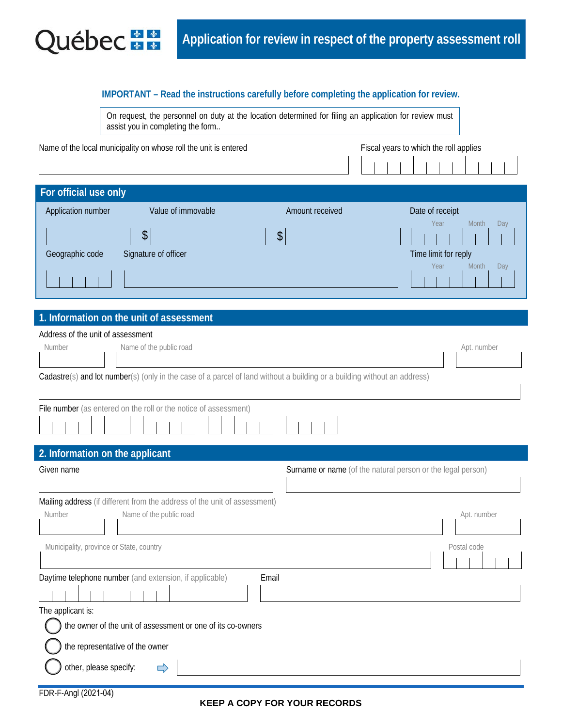Québec

# Application for review in respect of the property assessment roll

**IMPORTANT – Read the instructions carefully before completing the application for review.**

On request, the personnel on duty at the location determined for filing an application for review must assist you in completing the form..

Name of the local municipality on whose roll the unit is entered

Fiscal years to which the roll applies

## For official use only

| Application number | Value of immovable | Amount received | Date of receipt |
|---|---|---|---|
| | $ | $ | Year Month Day |

| Geographic code | Signature of officer | Time limit for reply |
|---|---|---|
| | | Year Month Day |

## 1. Information on the unit of assessment

Address of the unit of assessment

Number | Name of the public road | Apt. number

Cadastre(s) and lot number(s) (only in the case of a parcel of land without a building or a building without an address)

File number (as entered on the roll or the notice of assessment)

## 2. Information on the applicant

Given name

Surname or name (of the natural person or the legal person)

Mailing address (if different from the address of the unit of assessment)

Number | Name of the public road | Apt. number

Municipality, province or State, country | Postal code

Daytime telephone number (and extension, if applicable)

Email

The applicant is:

- ◯ the owner of the unit of assessment or one of its co-owners
- ◯ the representative of the owner
- ◯ other, please specify:

FDR-F-Angl (2021-04)

**KEEP A COPY FOR YOUR RECORDS**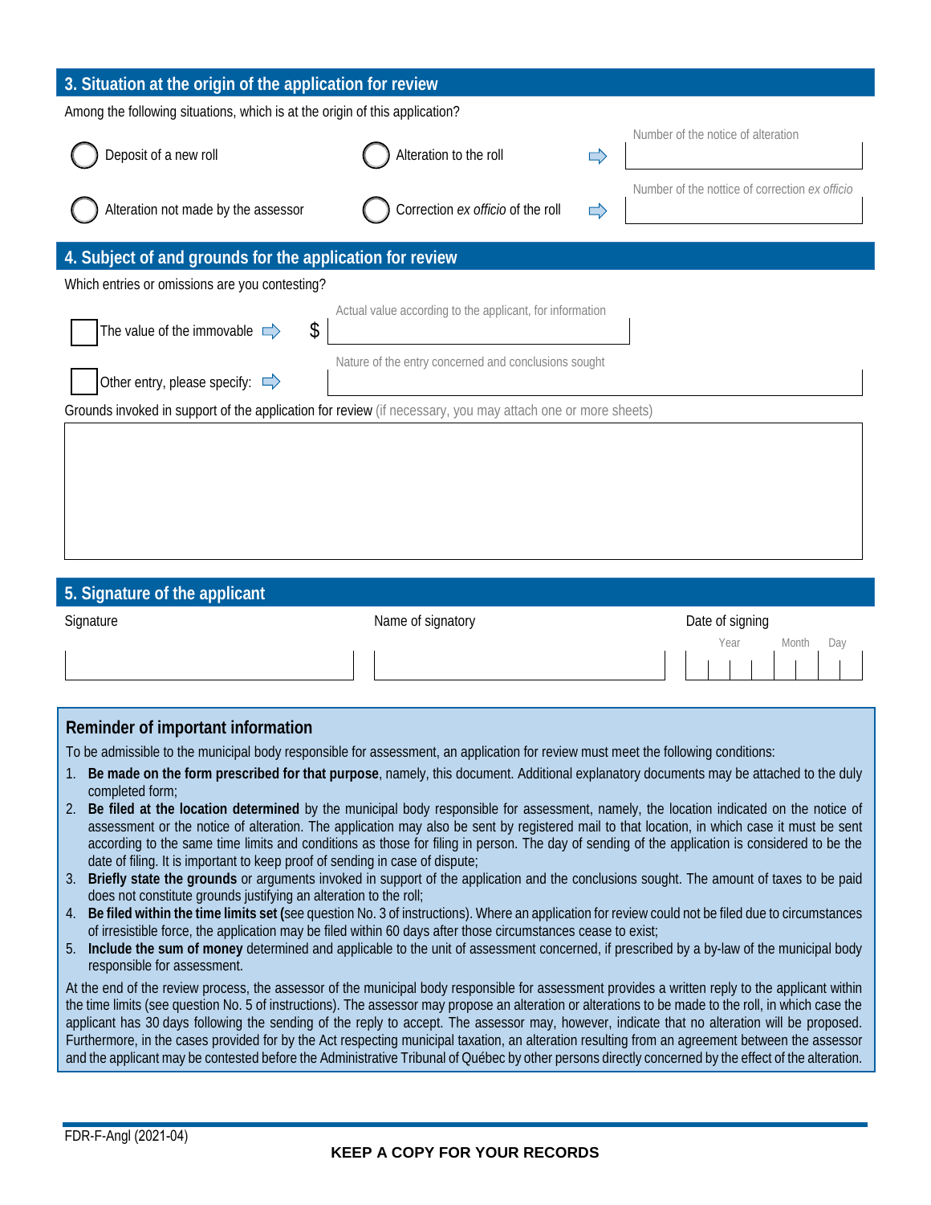## 3. Situation at the origin of the application for review

Among the following situations, which is at the origin of this application?

- ◯ Deposit of a new roll
- ◯ Alteration to the roll ⇨ Number of the notice of alteration: ____________
- ◯ Alteration not made by the assessor
- ◯ Correction *ex officio* of the roll ⇨ Number of the nottice of correction *ex officio*: ____________

## 4. Subject of and grounds for the application for review

Which entries or omissions are you contesting?

- ☐ The value of the immovable ⇨ $ ____________ (Actual value according to the applicant, for information)
- ☐ Other entry, please specify: ⇨ ____________ (Nature of the entry concerned and conclusions sought)

Grounds invoked in support of the application for review (if necessary, you may attach one or more sheets)

____________

## 5. Signature of the applicant

| Signature | Name of signatory | Date of signing (Year / Month / Day) |
|---|---|---|
| | | |

### Reminder of important information

To be admissible to the municipal body responsible for assessment, an application for review must meet the following conditions:

1. **Be made on the form prescribed for that purpose**, namely, this document. Additional explanatory documents may be attached to the duly completed form;
2. **Be filed at the location determined** by the municipal body responsible for assessment, namely, the location indicated on the notice of assessment or the notice of alteration. The application may also be sent by registered mail to that location, in which case it must be sent according to the same time limits and conditions as those for filing in person. The day of sending of the application is considered to be the date of filing. It is important to keep proof of sending in case of dispute;
3. **Briefly state the grounds** or arguments invoked in support of the application and the conclusions sought. The amount of taxes to be paid does not constitute grounds justifying an alteration to the roll;
4. **Be filed within the time limits set (**see question No. 3 of instructions). Where an application for review could not be filed due to circumstances of irresistible force, the application may be filed within 60 days after those circumstances cease to exist;
5. **Include the sum of money** determined and applicable to the unit of assessment concerned, if prescribed by a by-law of the municipal body responsible for assessment.

At the end of the review process, the assessor of the municipal body responsible for assessment provides a written reply to the applicant within the time limits (see question No. 5 of instructions). The assessor may propose an alteration or alterations to be made to the roll, in which case the applicant has 30 days following the sending of the reply to accept. The assessor may, however, indicate that no alteration will be proposed. Furthermore, in the cases provided for by the Act respecting municipal taxation, an alteration resulting from an agreement between the assessor and the applicant may be contested before the Administrative Tribunal of Québec by other persons directly concerned by the effect of the alteration.

FDR-F-Angl (2021-04)

**KEEP A COPY FOR YOUR RECORDS**